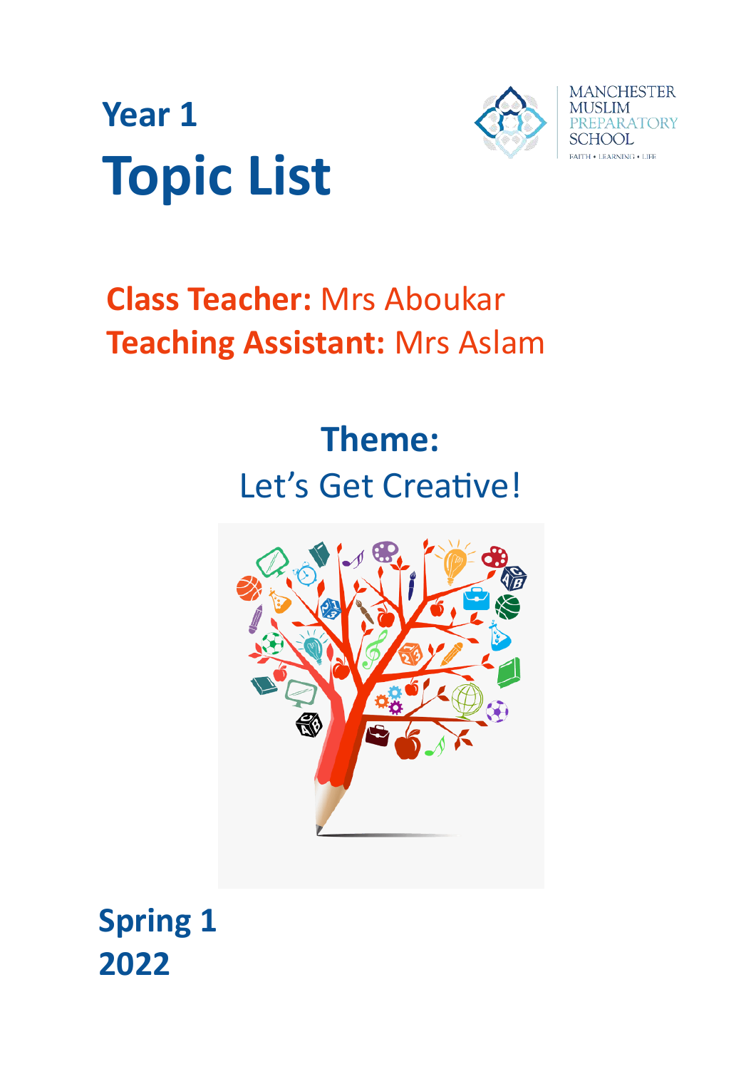## Year 1

# Topic List

MANCHESTER MUSLIM PREPARATORY SCHOOL

FAITH • LEARNING • LIFE

**Class Teacher:** Mrs Aboukar

**Teaching Assistant:** Mrs Aslam

## Theme:

Let's Get Creative!

**Spring 1**

**2022**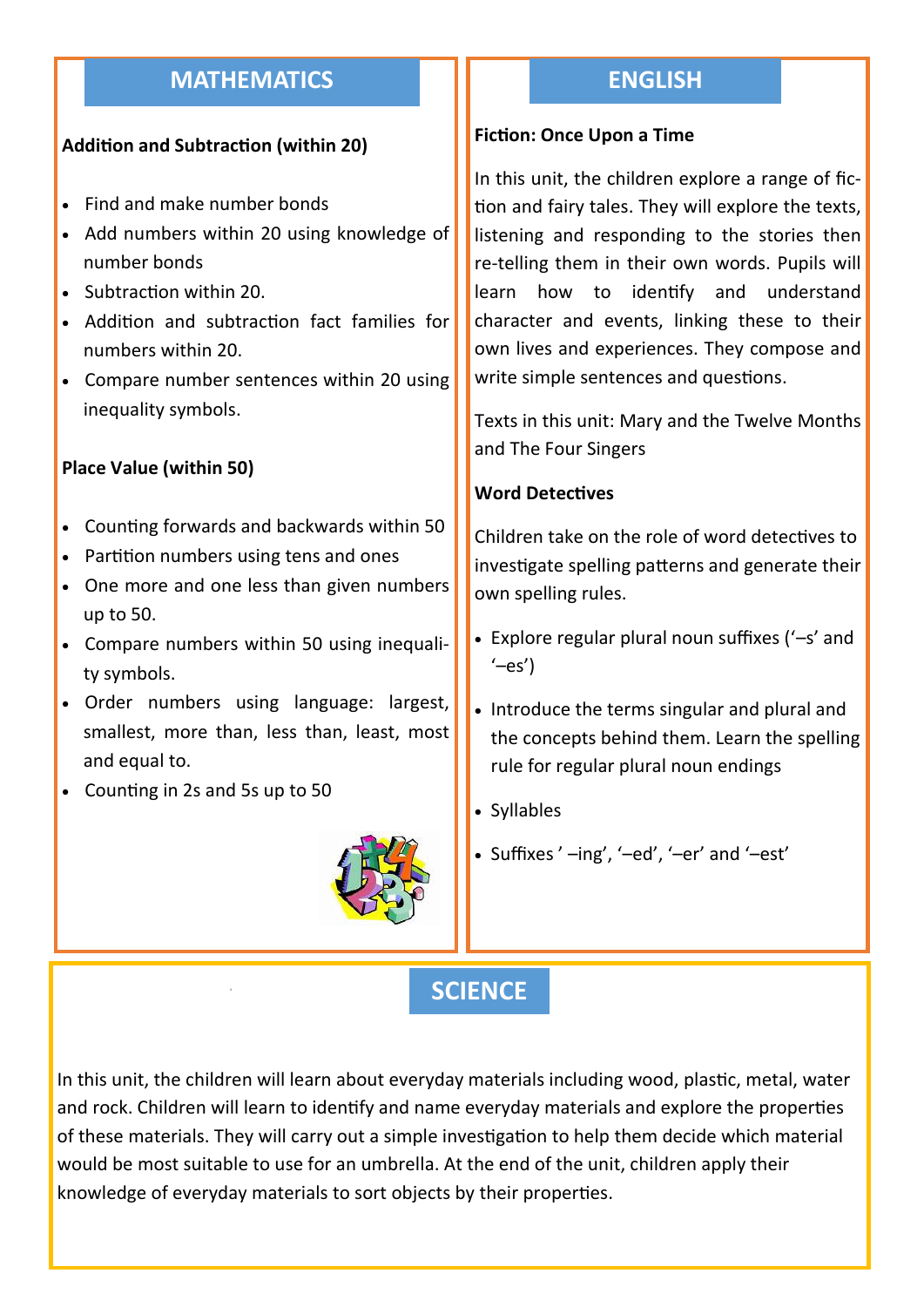## MATHEMATICS

**Addition and Subtraction (within 20)**

- Find and make number bonds
- Add numbers within 20 using knowledge of number bonds
- Subtraction within 20.
- Addition and subtraction fact families for numbers within 20.
- Compare number sentences within 20 using inequality symbols.

**Place Value (within 50)**

- Counting forwards and backwards within 50
- Partition numbers using tens and ones
- One more and one less than given numbers up to 50.
- Compare numbers within 50 using inequality symbols.
- Order numbers using language: largest, smallest, more than, less than, least, most and equal to.
- Counting in 2s and 5s up to 50

## ENGLISH

**Fiction: Once Upon a Time**

In this unit, the children explore a range of fiction and fairy tales. They will explore the texts, listening and responding to the stories then re-telling them in their own words. Pupils will learn how to identify and understand character and events, linking these to their own lives and experiences. They compose and write simple sentences and questions.

Texts in this unit: Mary and the Twelve Months and The Four Singers

**Word Detectives**

Children take on the role of word detectives to investigate spelling patterns and generate their own spelling rules.

- Explore regular plural noun suffixes ('–s' and '–es')
- Introduce the terms singular and plural and the concepts behind them. Learn the spelling rule for regular plural noun endings
- Syllables
- Suffixes ' –ing', '–ed', '–er' and '–est'

## SCIENCE

In this unit, the children will learn about everyday materials including wood, plastic, metal, water and rock. Children will learn to identify and name everyday materials and explore the properties of these materials. They will carry out a simple investigation to help them decide which material would be most suitable to use for an umbrella. At the end of the unit, children apply their knowledge of everyday materials to sort objects by their properties.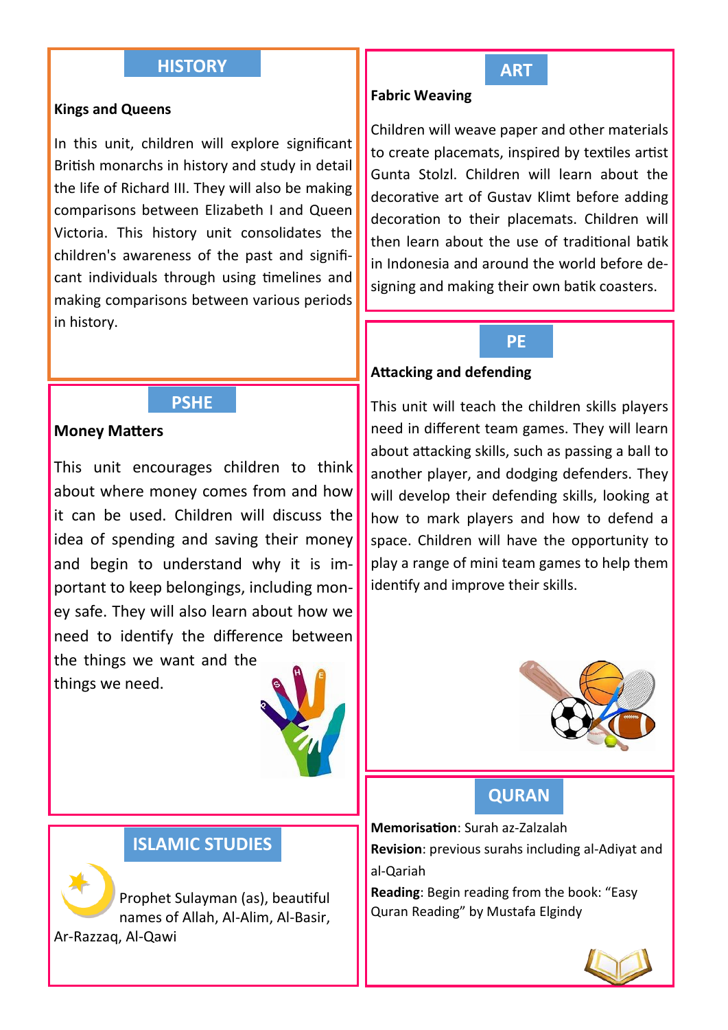## HISTORY

**Kings and Queens**

In this unit, children will explore significant British monarchs in history and study in detail the life of Richard III. They will also be making comparisons between Elizabeth I and Queen Victoria. This history unit consolidates the children's awareness of the past and significant individuals through using timelines and making comparisons between various periods in history.

## PSHE

**Money Matters**

This unit encourages children to think about where money comes from and how it can be used. Children will discuss the idea of spending and saving their money and begin to understand why it is important to keep belongings, including money safe. They will also learn about how we need to identify the difference between the things we want and the things we need.

## ISLAMIC STUDIES

Prophet Sulayman (as), beautiful names of Allah, Al-Alim, Al-Basir, Ar-Razzaq, Al-Qawi

## ART

**Fabric Weaving**

Children will weave paper and other materials to create placemats, inspired by textiles artist Gunta Stolzl. Children will learn about the decorative art of Gustav Klimt before adding decoration to their placemats. Children will then learn about the use of traditional batik in Indonesia and around the world before designing and making their own batik coasters.

## PE

**Attacking and defending**

This unit will teach the children skills players need in different team games. They will learn about attacking skills, such as passing a ball to another player, and dodging defenders. They will develop their defending skills, looking at how to mark players and how to defend a space. Children will have the opportunity to play a range of mini team games to help them identify and improve their skills.

## QURAN

**Memorisation**: Surah az-Zalzalah

**Revision**: previous surahs including al-Adiyat and al-Qariah

**Reading**: Begin reading from the book: "Easy Quran Reading" by Mustafa Elgindy